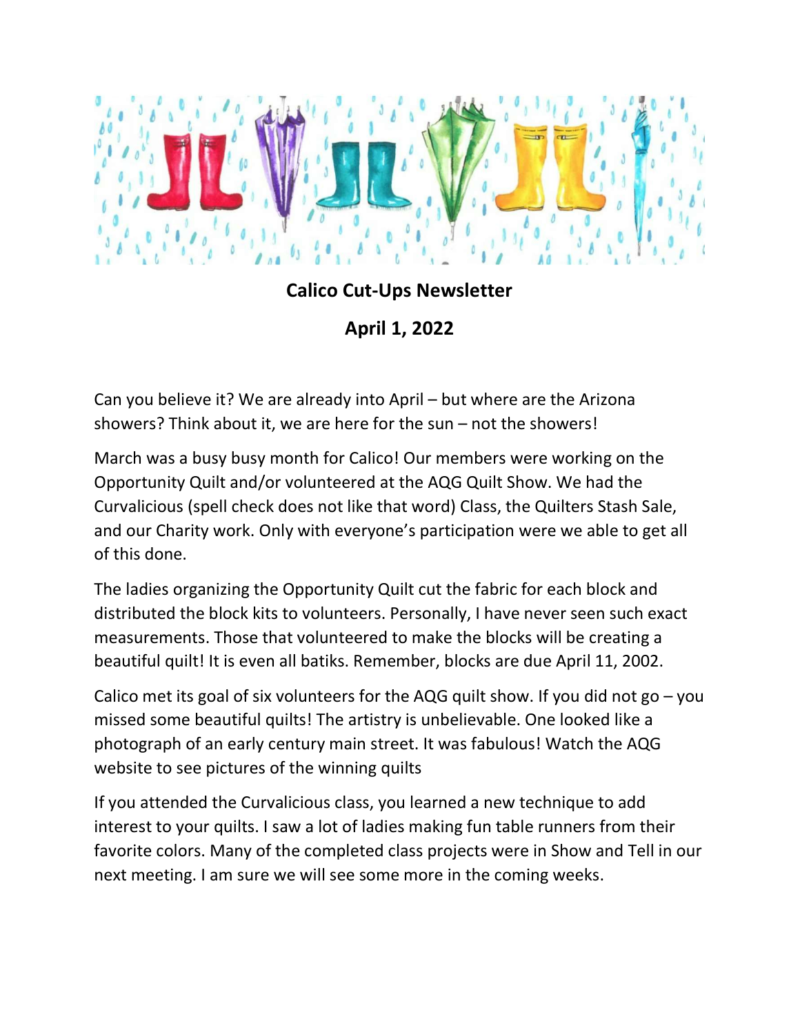# Calico Cut-Ups Newsletter

## April 1, 2022

Can you believe it? We are already into April – but where are the Arizona showers? Think about it, we are here for the sun – not the showers!

March was a busy busy month for Calico! Our members were working on the Opportunity Quilt and/or volunteered at the AQG Quilt Show. We had the Curvalicious (spell check does not like that word) Class, the Quilters Stash Sale, and our Charity work. Only with everyone's participation were we able to get all of this done.

The ladies organizing the Opportunity Quilt cut the fabric for each block and distributed the block kits to volunteers. Personally, I have never seen such exact measurements. Those that volunteered to make the blocks will be creating a beautiful quilt! It is even all batiks. Remember, blocks are due April 11, 2002.

Calico met its goal of six volunteers for the AQG quilt show. If you did not go – you missed some beautiful quilts! The artistry is unbelievable. One looked like a photograph of an early century main street. It was fabulous! Watch the AQG website to see pictures of the winning quilts

If you attended the Curvalicious class, you learned a new technique to add interest to your quilts. I saw a lot of ladies making fun table runners from their favorite colors. Many of the completed class projects were in Show and Tell in our next meeting. I am sure we will see some more in the coming weeks.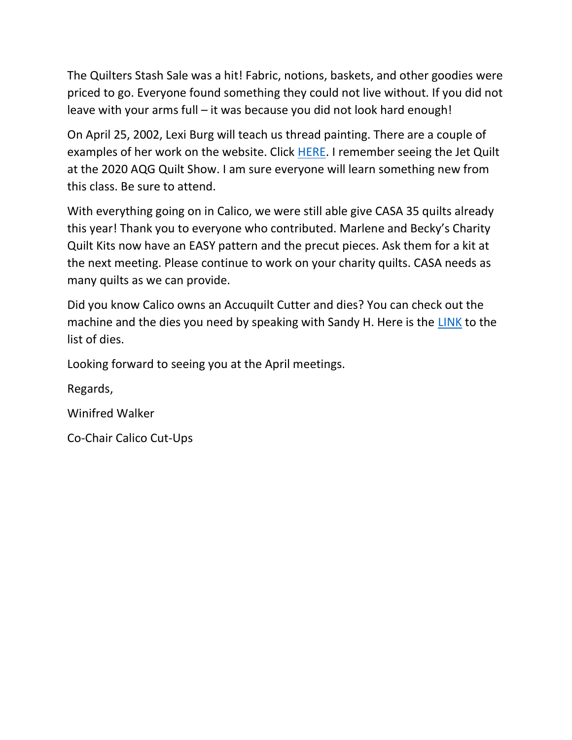The Quilters Stash Sale was a hit! Fabric, notions, baskets, and other goodies were priced to go. Everyone found something they could not live without. If you did not leave with your arms full – it was because you did not look hard enough!

On April 25, 2002, Lexi Burg will teach us thread painting. There are a couple of examples of her work on the website. Click HERE. I remember seeing the Jet Quilt at the 2020 AQG Quilt Show. I am sure everyone will learn something new from this class. Be sure to attend.

With everything going on in Calico, we were still able give CASA 35 quilts already this year! Thank you to everyone who contributed. Marlene and Becky's Charity Quilt Kits now have an EASY pattern and the precut pieces. Ask them for a kit at the next meeting. Please continue to work on your charity quilts. CASA needs as many quilts as we can provide.

Did you know Calico owns an Accuquilt Cutter and dies? You can check out the machine and the dies you need by speaking with Sandy H. Here is the LINK to the list of dies.

Looking forward to seeing you at the April meetings.

Regards,

Winifred Walker

Co-Chair Calico Cut-Ups